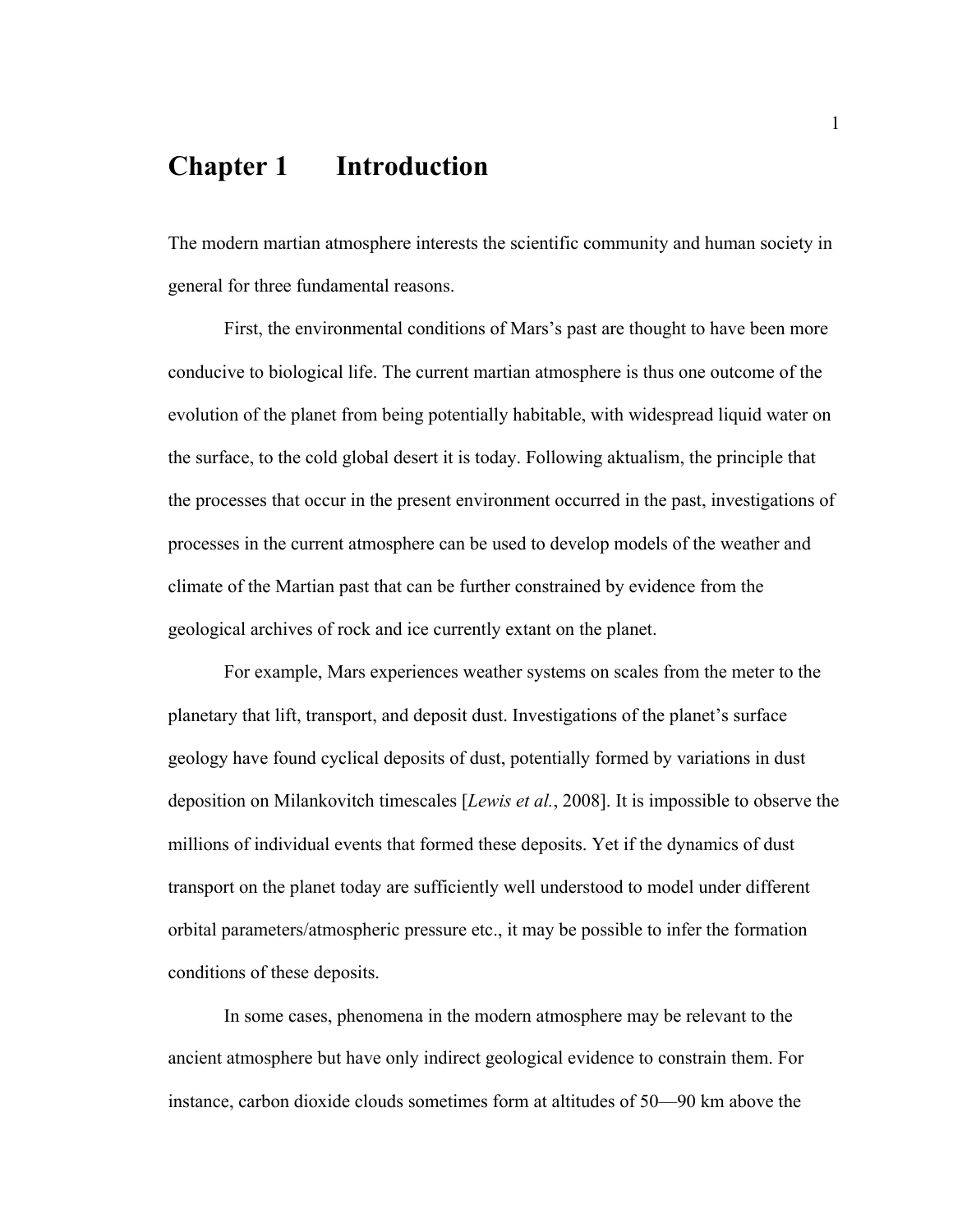# Chapter 1 Introduction

The modern martian atmosphere interests the scientific community and human society in general for three fundamental reasons.

First, the environmental conditions of Mars's past are thought to have been more conducive to biological life. The current martian atmosphere is thus one outcome of the evolution of the planet from being potentially habitable, with widespread liquid water on the surface, to the cold global desert it is today. Following aktualism, the principle that the processes that occur in the present environment occurred in the past, investigations of processes in the current atmosphere can be used to develop models of the weather and climate of the Martian past that can be further constrained by evidence from the geological archives of rock and ice currently extant on the planet.

For example, Mars experiences weather systems on scales from the meter to the planetary that lift, transport, and deposit dust. Investigations of the planet's surface geology have found cyclical deposits of dust, potentially formed by variations in dust deposition on Milankovitch timescales [*Lewis et al.*, 2008]. It is impossible to observe the millions of individual events that formed these deposits. Yet if the dynamics of dust transport on the planet today are sufficiently well understood to model under different orbital parameters/atmospheric pressure etc., it may be possible to infer the formation conditions of these deposits.

In some cases, phenomena in the modern atmosphere may be relevant to the ancient atmosphere but have only indirect geological evidence to constrain them. For instance, carbon dioxide clouds sometimes form at altitudes of 50—90 km above the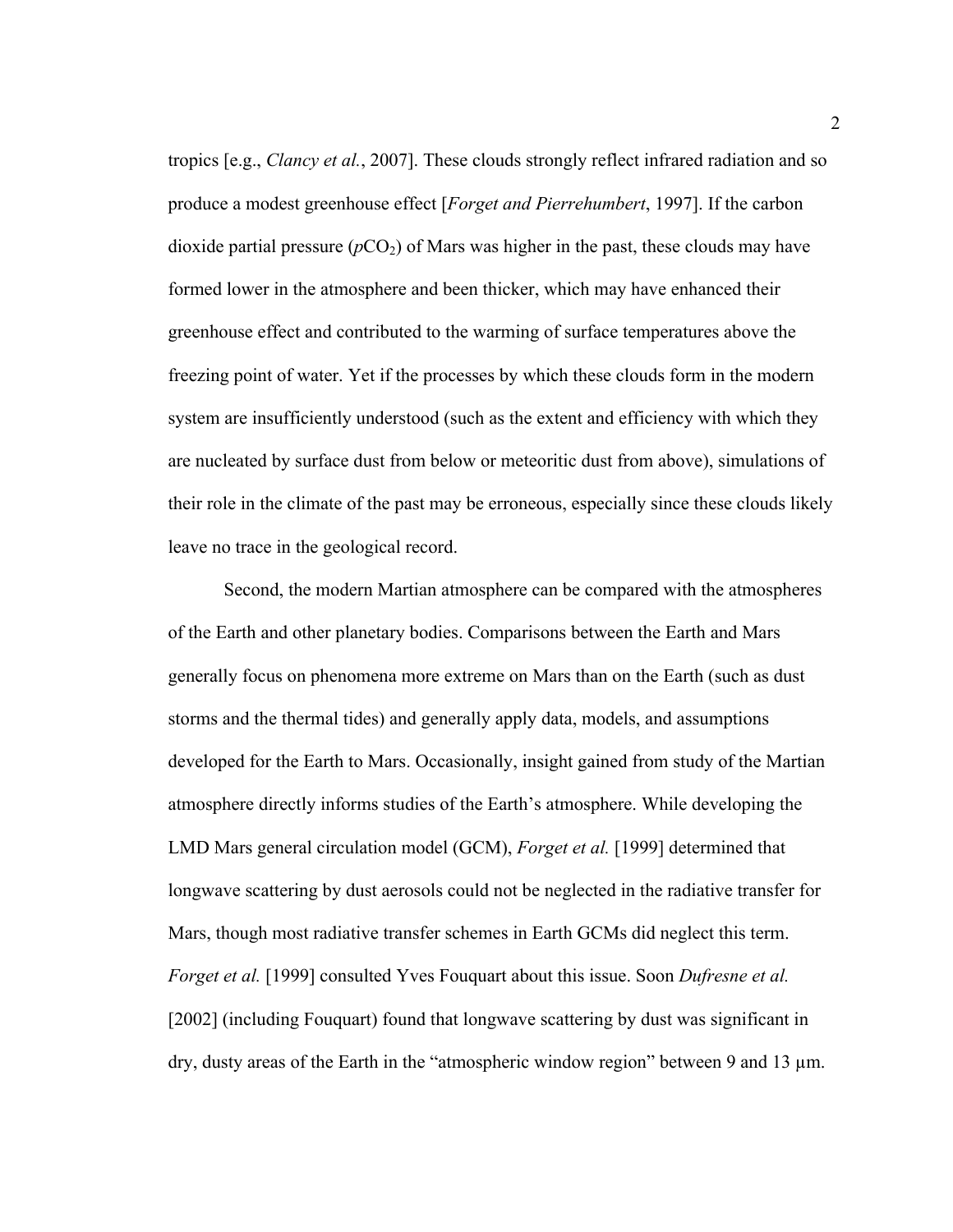tropics [e.g., *Clancy et al.*, 2007]. These clouds strongly reflect infrared radiation and so produce a modest greenhouse effect [*Forget and Pierrehumbert*, 1997]. If the carbon dioxide partial pressure ($p\text{CO}_2$) of Mars was higher in the past, these clouds may have formed lower in the atmosphere and been thicker, which may have enhanced their greenhouse effect and contributed to the warming of surface temperatures above the freezing point of water. Yet if the processes by which these clouds form in the modern system are insufficiently understood (such as the extent and efficiency with which they are nucleated by surface dust from below or meteoritic dust from above), simulations of their role in the climate of the past may be erroneous, especially since these clouds likely leave no trace in the geological record.

Second, the modern Martian atmosphere can be compared with the atmospheres of the Earth and other planetary bodies. Comparisons between the Earth and Mars generally focus on phenomena more extreme on Mars than on the Earth (such as dust storms and the thermal tides) and generally apply data, models, and assumptions developed for the Earth to Mars. Occasionally, insight gained from study of the Martian atmosphere directly informs studies of the Earth's atmosphere. While developing the LMD Mars general circulation model (GCM), *Forget et al.* [1999] determined that longwave scattering by dust aerosols could not be neglected in the radiative transfer for Mars, though most radiative transfer schemes in Earth GCMs did neglect this term. *Forget et al.* [1999] consulted Yves Fouquart about this issue. Soon *Dufresne et al.* [2002] (including Fouquart) found that longwave scattering by dust was significant in dry, dusty areas of the Earth in the "atmospheric window region" between 9 and 13 μm.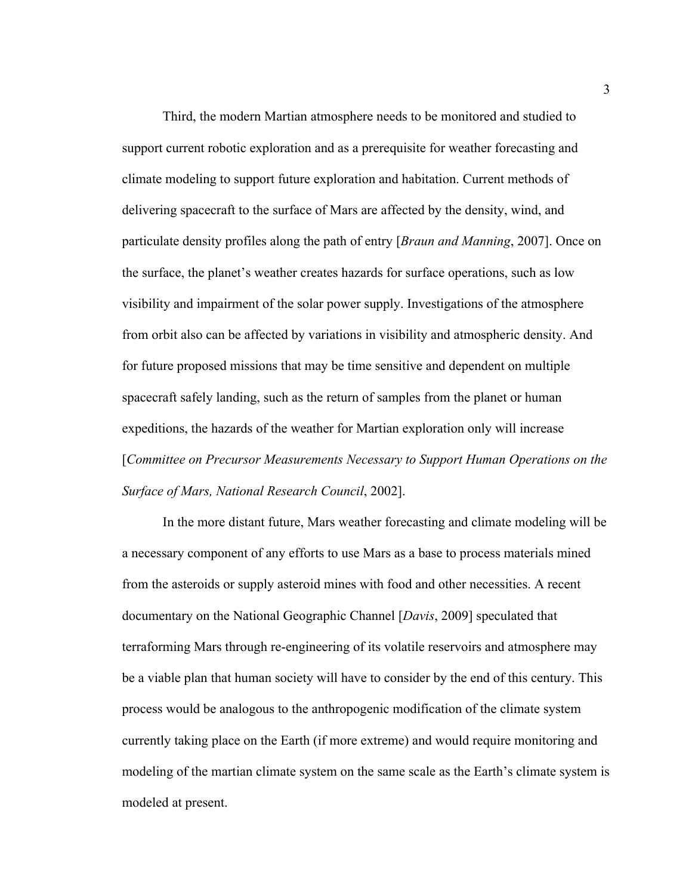Third, the modern Martian atmosphere needs to be monitored and studied to support current robotic exploration and as a prerequisite for weather forecasting and climate modeling to support future exploration and habitation. Current methods of delivering spacecraft to the surface of Mars are affected by the density, wind, and particulate density profiles along the path of entry [*Braun and Manning*, 2007]. Once on the surface, the planet's weather creates hazards for surface operations, such as low visibility and impairment of the solar power supply. Investigations of the atmosphere from orbit also can be affected by variations in visibility and atmospheric density. And for future proposed missions that may be time sensitive and dependent on multiple spacecraft safely landing, such as the return of samples from the planet or human expeditions, the hazards of the weather for Martian exploration only will increase [*Committee on Precursor Measurements Necessary to Support Human Operations on the Surface of Mars, National Research Council*, 2002].

In the more distant future, Mars weather forecasting and climate modeling will be a necessary component of any efforts to use Mars as a base to process materials mined from the asteroids or supply asteroid mines with food and other necessities. A recent documentary on the National Geographic Channel [*Davis*, 2009] speculated that terraforming Mars through re-engineering of its volatile reservoirs and atmosphere may be a viable plan that human society will have to consider by the end of this century. This process would be analogous to the anthropogenic modification of the climate system currently taking place on the Earth (if more extreme) and would require monitoring and modeling of the martian climate system on the same scale as the Earth's climate system is modeled at present.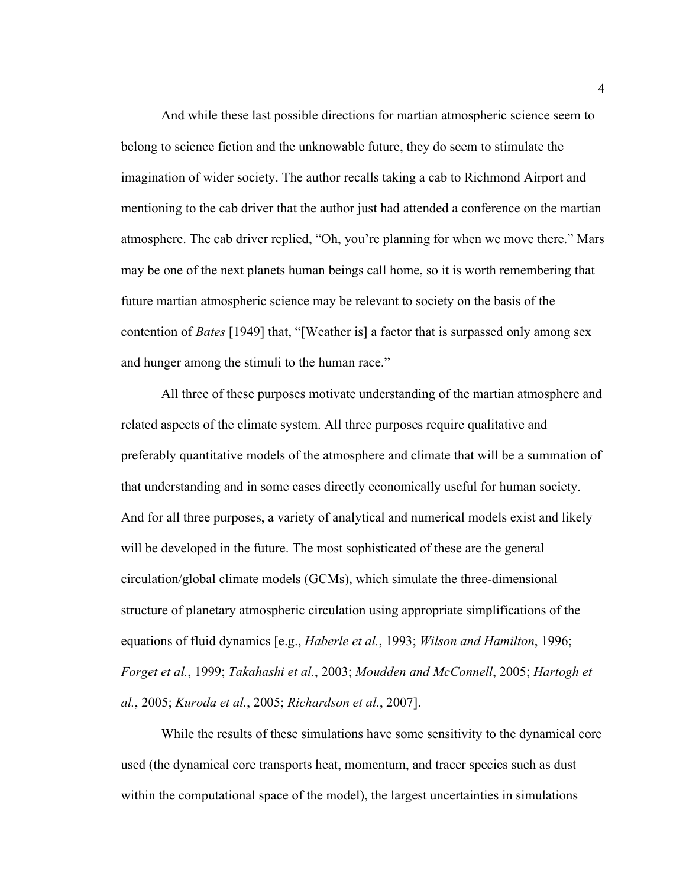And while these last possible directions for martian atmospheric science seem to belong to science fiction and the unknowable future, they do seem to stimulate the imagination of wider society. The author recalls taking a cab to Richmond Airport and mentioning to the cab driver that the author just had attended a conference on the martian atmosphere. The cab driver replied, "Oh, you're planning for when we move there." Mars may be one of the next planets human beings call home, so it is worth remembering that future martian atmospheric science may be relevant to society on the basis of the contention of *Bates* [1949] that, "[Weather is] a factor that is surpassed only among sex and hunger among the stimuli to the human race."

All three of these purposes motivate understanding of the martian atmosphere and related aspects of the climate system. All three purposes require qualitative and preferably quantitative models of the atmosphere and climate that will be a summation of that understanding and in some cases directly economically useful for human society. And for all three purposes, a variety of analytical and numerical models exist and likely will be developed in the future. The most sophisticated of these are the general circulation/global climate models (GCMs), which simulate the three-dimensional structure of planetary atmospheric circulation using appropriate simplifications of the equations of fluid dynamics [e.g., *Haberle et al.*, 1993; *Wilson and Hamilton*, 1996; *Forget et al.*, 1999; *Takahashi et al.*, 2003; *Moudden and McConnell*, 2005; *Hartogh et al.*, 2005; *Kuroda et al.*, 2005; *Richardson et al.*, 2007].

While the results of these simulations have some sensitivity to the dynamical core used (the dynamical core transports heat, momentum, and tracer species such as dust within the computational space of the model), the largest uncertainties in simulations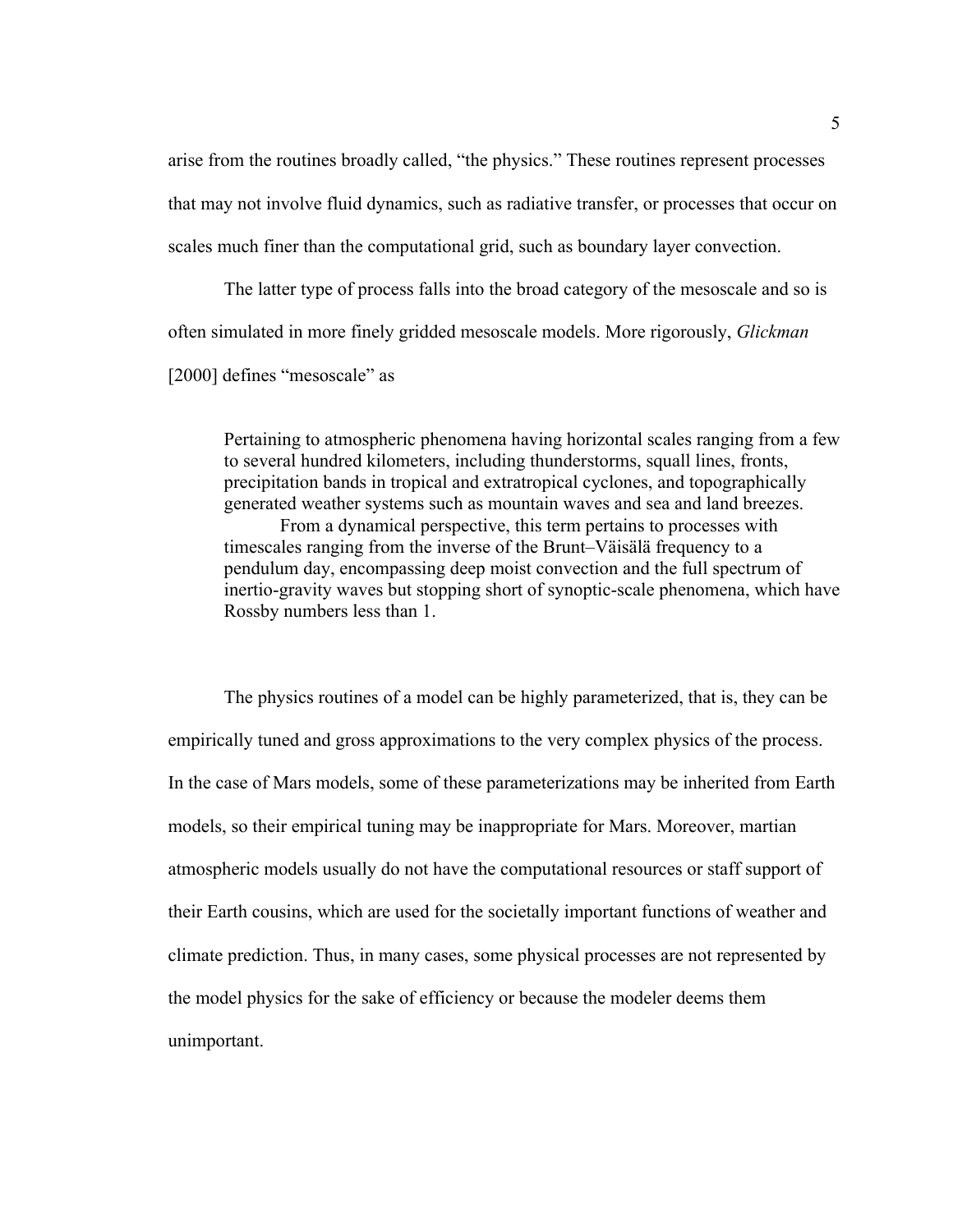arise from the routines broadly called, “the physics.” These routines represent processes that may not involve fluid dynamics, such as radiative transfer, or processes that occur on scales much finer than the computational grid, such as boundary layer convection.

The latter type of process falls into the broad category of the mesoscale and so is often simulated in more finely gridded mesoscale models. More rigorously, *Glickman* [2000] defines “mesoscale” as

> Pertaining to atmospheric phenomena having horizontal scales ranging from a few to several hundred kilometers, including thunderstorms, squall lines, fronts, precipitation bands in tropical and extratropical cyclones, and topographically generated weather systems such as mountain waves and sea and land breezes.
>
> From a dynamical perspective, this term pertains to processes with timescales ranging from the inverse of the Brunt–Väisälä frequency to a pendulum day, encompassing deep moist convection and the full spectrum of inertio-gravity waves but stopping short of synoptic-scale phenomena, which have Rossby numbers less than 1.

The physics routines of a model can be highly parameterized, that is, they can be empirically tuned and gross approximations to the very complex physics of the process. In the case of Mars models, some of these parameterizations may be inherited from Earth models, so their empirical tuning may be inappropriate for Mars. Moreover, martian atmospheric models usually do not have the computational resources or staff support of their Earth cousins, which are used for the societally important functions of weather and climate prediction. Thus, in many cases, some physical processes are not represented by the model physics for the sake of efficiency or because the modeler deems them unimportant.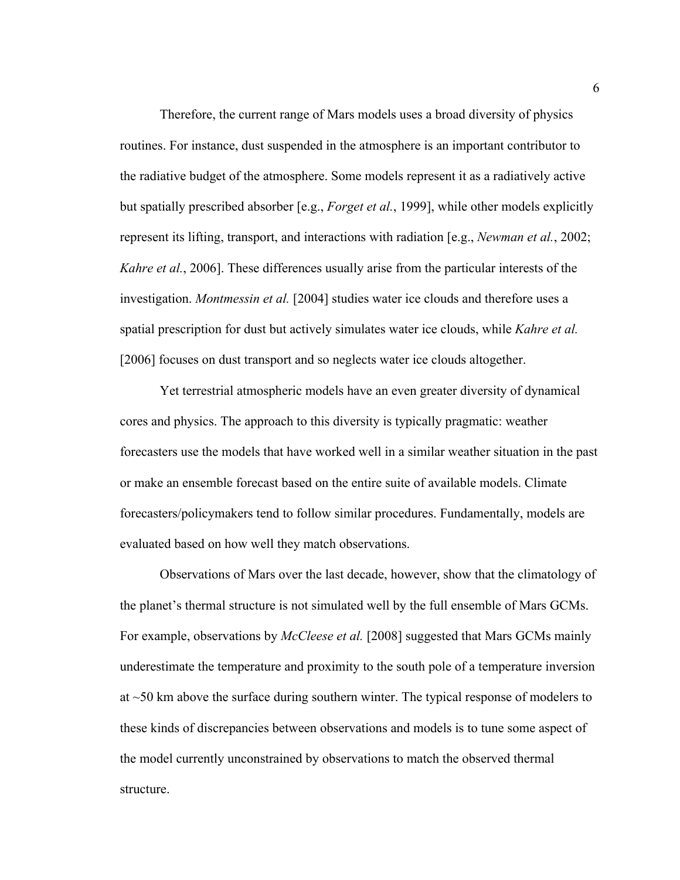Therefore, the current range of Mars models uses a broad diversity of physics routines. For instance, dust suspended in the atmosphere is an important contributor to the radiative budget of the atmosphere. Some models represent it as a radiatively active but spatially prescribed absorber [e.g., *Forget et al.*, 1999], while other models explicitly represent its lifting, transport, and interactions with radiation [e.g., *Newman et al.*, 2002; *Kahre et al.*, 2006]. These differences usually arise from the particular interests of the investigation. *Montmessin et al.* [2004] studies water ice clouds and therefore uses a spatial prescription for dust but actively simulates water ice clouds, while *Kahre et al.* [2006] focuses on dust transport and so neglects water ice clouds altogether.

Yet terrestrial atmospheric models have an even greater diversity of dynamical cores and physics. The approach to this diversity is typically pragmatic: weather forecasters use the models that have worked well in a similar weather situation in the past or make an ensemble forecast based on the entire suite of available models. Climate forecasters/policymakers tend to follow similar procedures. Fundamentally, models are evaluated based on how well they match observations.

Observations of Mars over the last decade, however, show that the climatology of the planet's thermal structure is not simulated well by the full ensemble of Mars GCMs. For example, observations by *McCleese et al.* [2008] suggested that Mars GCMs mainly underestimate the temperature and proximity to the south pole of a temperature inversion at ~50 km above the surface during southern winter. The typical response of modelers to these kinds of discrepancies between observations and models is to tune some aspect of the model currently unconstrained by observations to match the observed thermal structure.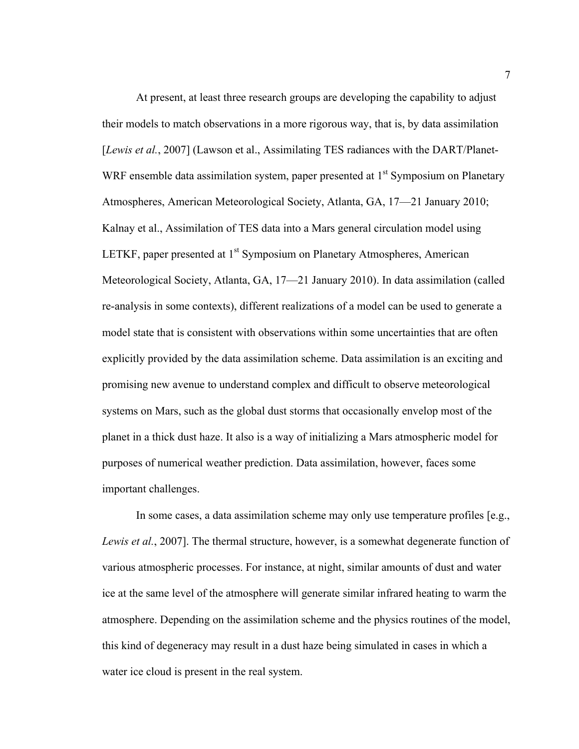At present, at least three research groups are developing the capability to adjust their models to match observations in a more rigorous way, that is, by data assimilation [*Lewis et al.*, 2007] (Lawson et al., Assimilating TES radiances with the DART/Planet-WRF ensemble data assimilation system, paper presented at 1st Symposium on Planetary Atmospheres, American Meteorological Society, Atlanta, GA, 17—21 January 2010; Kalnay et al., Assimilation of TES data into a Mars general circulation model using LETKF, paper presented at 1st Symposium on Planetary Atmospheres, American Meteorological Society, Atlanta, GA, 17—21 January 2010). In data assimilation (called re-analysis in some contexts), different realizations of a model can be used to generate a model state that is consistent with observations within some uncertainties that are often explicitly provided by the data assimilation scheme. Data assimilation is an exciting and promising new avenue to understand complex and difficult to observe meteorological systems on Mars, such as the global dust storms that occasionally envelop most of the planet in a thick dust haze. It also is a way of initializing a Mars atmospheric model for purposes of numerical weather prediction. Data assimilation, however, faces some important challenges.

In some cases, a data assimilation scheme may only use temperature profiles [e.g., *Lewis et al.*, 2007]. The thermal structure, however, is a somewhat degenerate function of various atmospheric processes. For instance, at night, similar amounts of dust and water ice at the same level of the atmosphere will generate similar infrared heating to warm the atmosphere. Depending on the assimilation scheme and the physics routines of the model, this kind of degeneracy may result in a dust haze being simulated in cases in which a water ice cloud is present in the real system.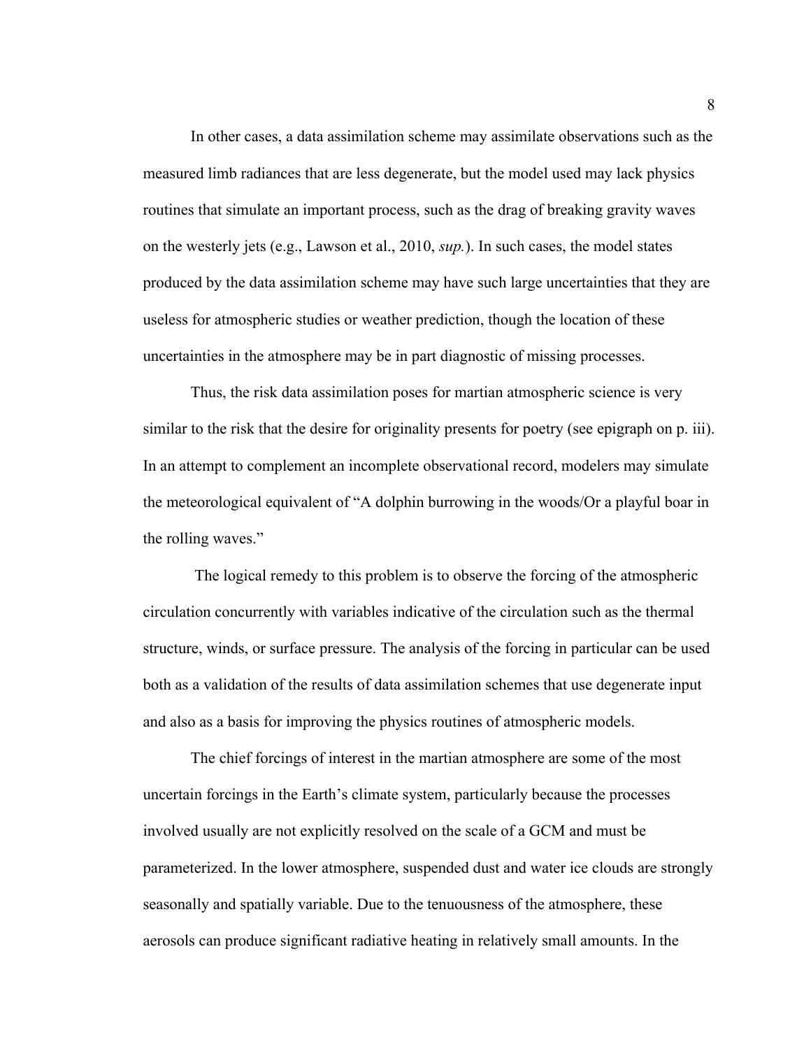In other cases, a data assimilation scheme may assimilate observations such as the measured limb radiances that are less degenerate, but the model used may lack physics routines that simulate an important process, such as the drag of breaking gravity waves on the westerly jets (e.g., Lawson et al., 2010, *sup.*). In such cases, the model states produced by the data assimilation scheme may have such large uncertainties that they are useless for atmospheric studies or weather prediction, though the location of these uncertainties in the atmosphere may be in part diagnostic of missing processes.

Thus, the risk data assimilation poses for martian atmospheric science is very similar to the risk that the desire for originality presents for poetry (see epigraph on p. iii). In an attempt to complement an incomplete observational record, modelers may simulate the meteorological equivalent of "A dolphin burrowing in the woods/Or a playful boar in the rolling waves."

The logical remedy to this problem is to observe the forcing of the atmospheric circulation concurrently with variables indicative of the circulation such as the thermal structure, winds, or surface pressure. The analysis of the forcing in particular can be used both as a validation of the results of data assimilation schemes that use degenerate input and also as a basis for improving the physics routines of atmospheric models.

The chief forcings of interest in the martian atmosphere are some of the most uncertain forcings in the Earth's climate system, particularly because the processes involved usually are not explicitly resolved on the scale of a GCM and must be parameterized. In the lower atmosphere, suspended dust and water ice clouds are strongly seasonally and spatially variable. Due to the tenuousness of the atmosphere, these aerosols can produce significant radiative heating in relatively small amounts. In the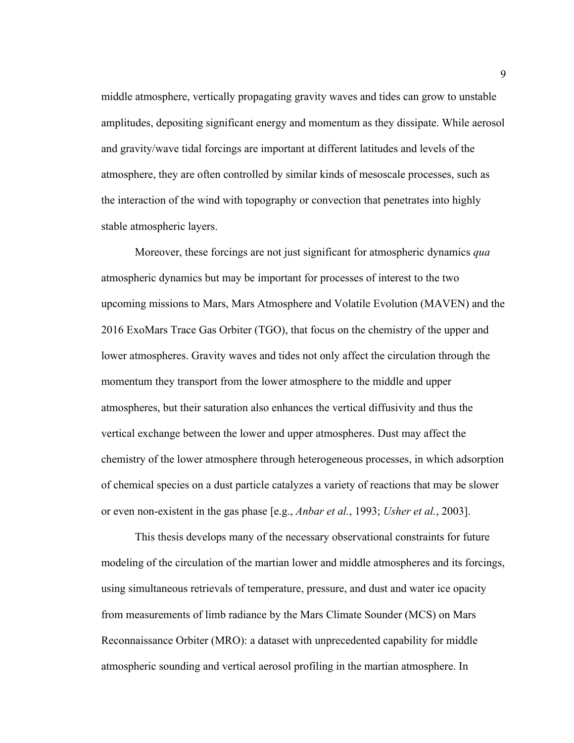middle atmosphere, vertically propagating gravity waves and tides can grow to unstable amplitudes, depositing significant energy and momentum as they dissipate. While aerosol and gravity/wave tidal forcings are important at different latitudes and levels of the atmosphere, they are often controlled by similar kinds of mesoscale processes, such as the interaction of the wind with topography or convection that penetrates into highly stable atmospheric layers.

Moreover, these forcings are not just significant for atmospheric dynamics *qua* atmospheric dynamics but may be important for processes of interest to the two upcoming missions to Mars, Mars Atmosphere and Volatile Evolution (MAVEN) and the 2016 ExoMars Trace Gas Orbiter (TGO), that focus on the chemistry of the upper and lower atmospheres. Gravity waves and tides not only affect the circulation through the momentum they transport from the lower atmosphere to the middle and upper atmospheres, but their saturation also enhances the vertical diffusivity and thus the vertical exchange between the lower and upper atmospheres. Dust may affect the chemistry of the lower atmosphere through heterogeneous processes, in which adsorption of chemical species on a dust particle catalyzes a variety of reactions that may be slower or even non-existent in the gas phase [e.g., *Anbar et al.*, 1993; *Usher et al.*, 2003].

This thesis develops many of the necessary observational constraints for future modeling of the circulation of the martian lower and middle atmospheres and its forcings, using simultaneous retrievals of temperature, pressure, and dust and water ice opacity from measurements of limb radiance by the Mars Climate Sounder (MCS) on Mars Reconnaissance Orbiter (MRO): a dataset with unprecedented capability for middle atmospheric sounding and vertical aerosol profiling in the martian atmosphere. In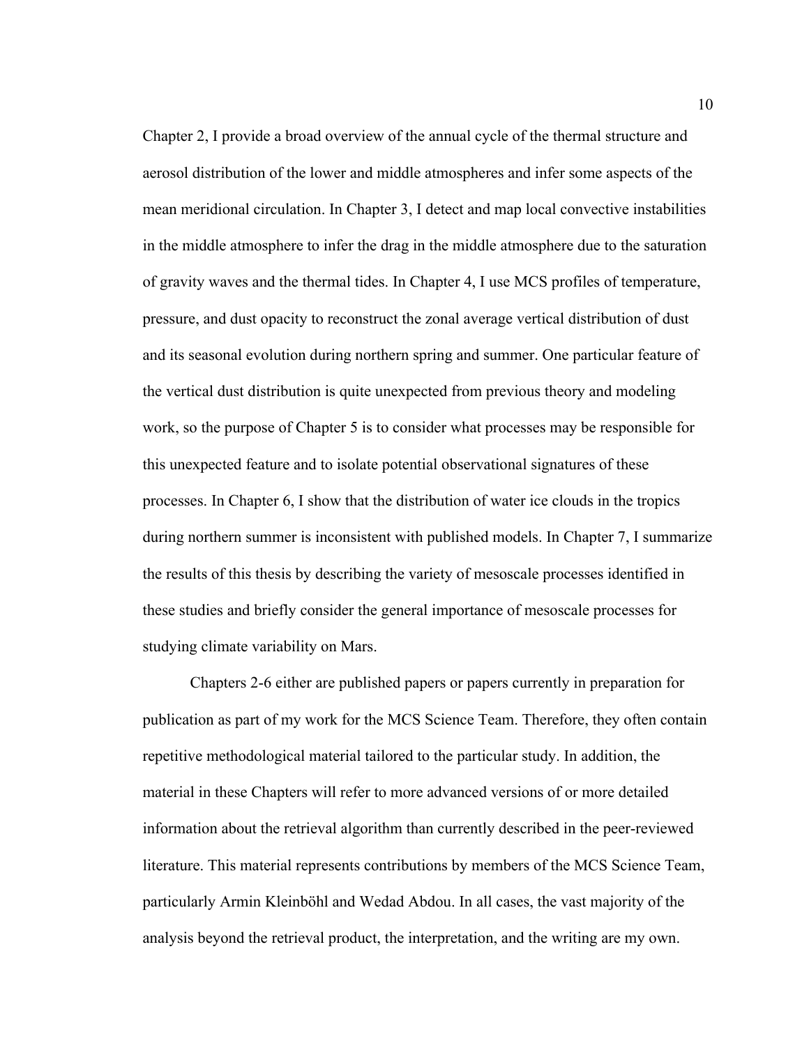Chapter 2, I provide a broad overview of the annual cycle of the thermal structure and aerosol distribution of the lower and middle atmospheres and infer some aspects of the mean meridional circulation. In Chapter 3, I detect and map local convective instabilities in the middle atmosphere to infer the drag in the middle atmosphere due to the saturation of gravity waves and the thermal tides. In Chapter 4, I use MCS profiles of temperature, pressure, and dust opacity to reconstruct the zonal average vertical distribution of dust and its seasonal evolution during northern spring and summer. One particular feature of the vertical dust distribution is quite unexpected from previous theory and modeling work, so the purpose of Chapter 5 is to consider what processes may be responsible for this unexpected feature and to isolate potential observational signatures of these processes. In Chapter 6, I show that the distribution of water ice clouds in the tropics during northern summer is inconsistent with published models. In Chapter 7, I summarize the results of this thesis by describing the variety of mesoscale processes identified in these studies and briefly consider the general importance of mesoscale processes for studying climate variability on Mars.

Chapters 2-6 either are published papers or papers currently in preparation for publication as part of my work for the MCS Science Team. Therefore, they often contain repetitive methodological material tailored to the particular study. In addition, the material in these Chapters will refer to more advanced versions of or more detailed information about the retrieval algorithm than currently described in the peer-reviewed literature. This material represents contributions by members of the MCS Science Team, particularly Armin Kleinböhl and Wedad Abdou. In all cases, the vast majority of the analysis beyond the retrieval product, the interpretation, and the writing are my own.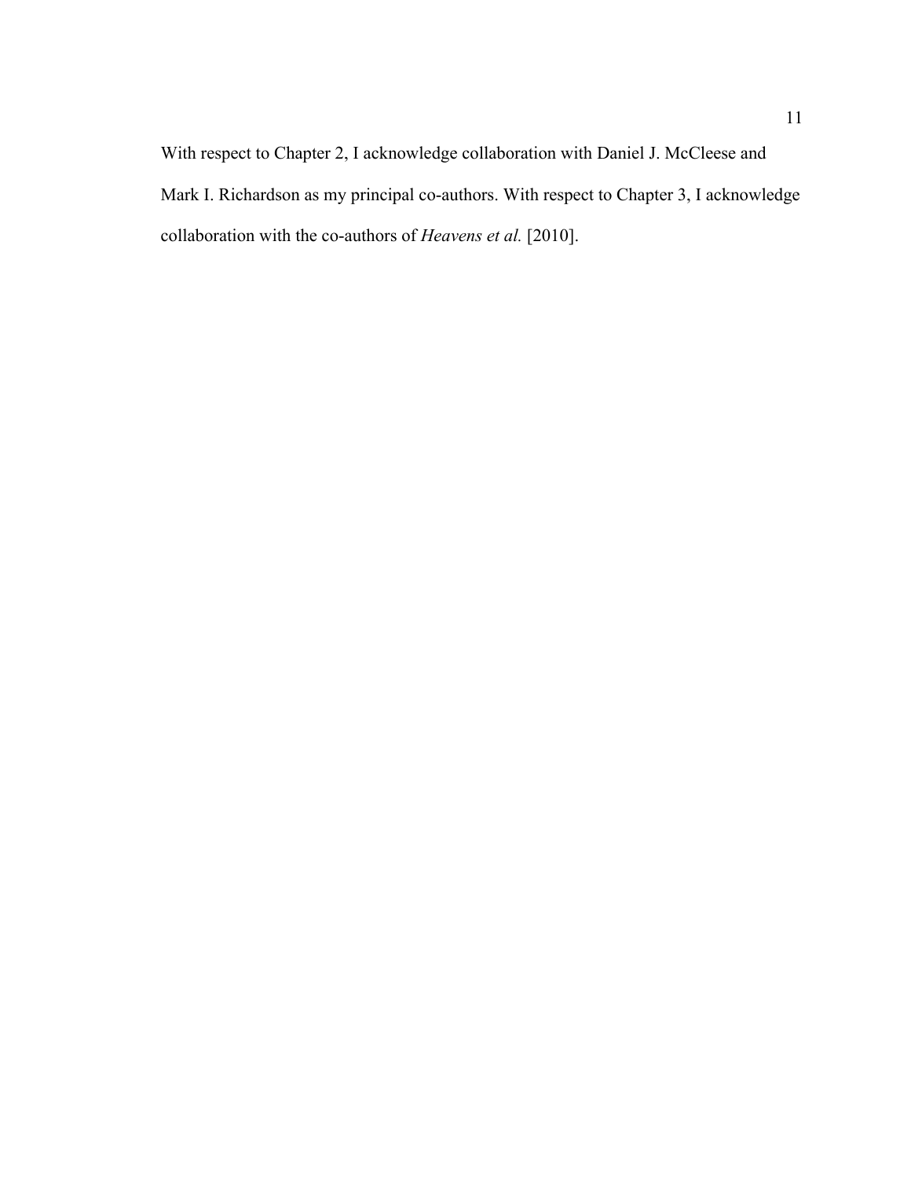With respect to Chapter 2, I acknowledge collaboration with Daniel J. McCleese and Mark I. Richardson as my principal co-authors. With respect to Chapter 3, I acknowledge collaboration with the co-authors of *Heavens et al.* [2010].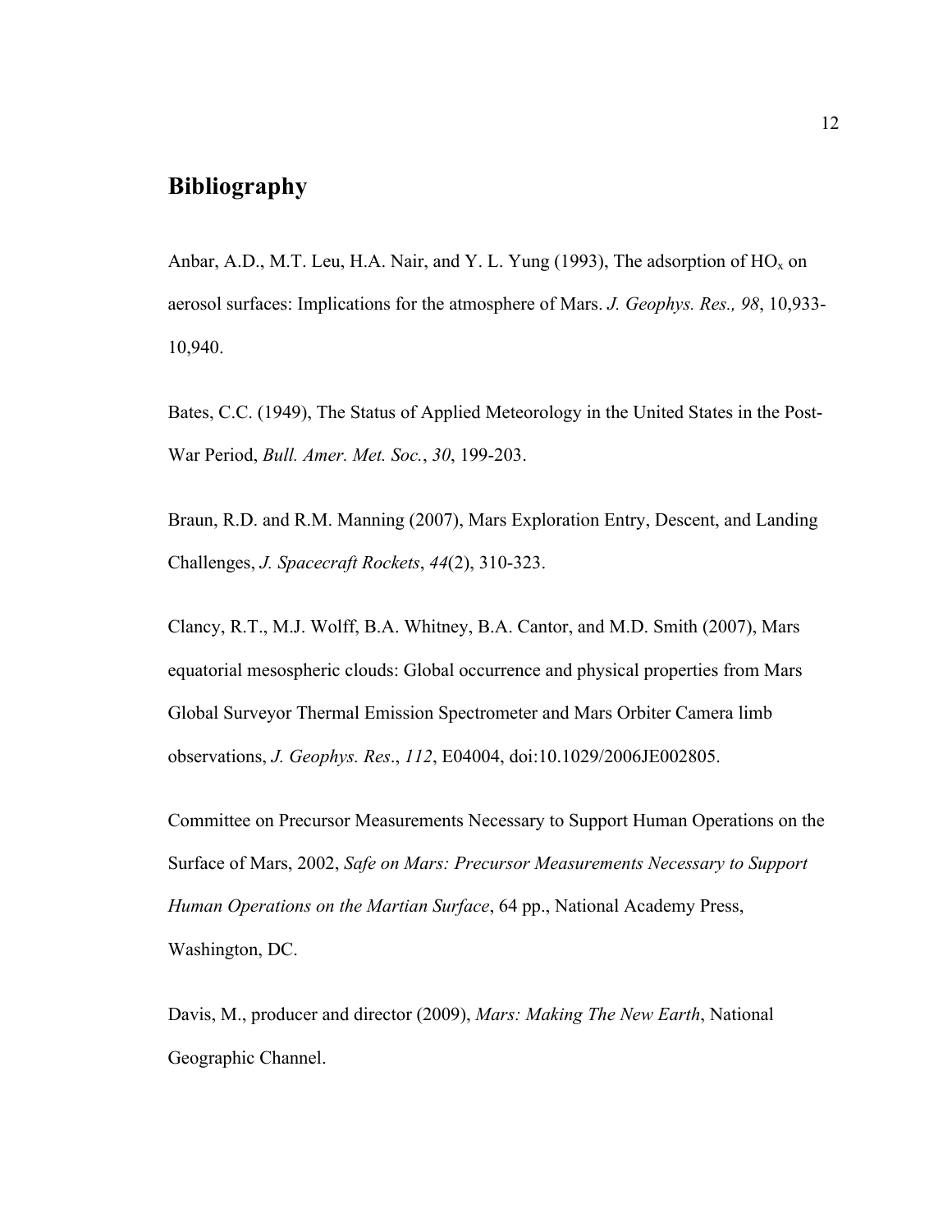## Bibliography

Anbar, A.D., M.T. Leu, H.A. Nair, and Y. L. Yung (1993), The adsorption of $HO_x$ on aerosol surfaces: Implications for the atmosphere of Mars. *J. Geophys. Res., 98*, 10,933-10,940.

Bates, C.C. (1949), The Status of Applied Meteorology in the United States in the Post-War Period, *Bull. Amer. Met. Soc.*, *30*, 199-203.

Braun, R.D. and R.M. Manning (2007), Mars Exploration Entry, Descent, and Landing Challenges, *J. Spacecraft Rockets*, *44*(2), 310-323.

Clancy, R.T., M.J. Wolff, B.A. Whitney, B.A. Cantor, and M.D. Smith (2007), Mars equatorial mesospheric clouds: Global occurrence and physical properties from Mars Global Surveyor Thermal Emission Spectrometer and Mars Orbiter Camera limb observations, *J. Geophys. Res*., *112*, E04004, doi:10.1029/2006JE002805.

Committee on Precursor Measurements Necessary to Support Human Operations on the Surface of Mars, 2002, *Safe on Mars: Precursor Measurements Necessary to Support Human Operations on the Martian Surface*, 64 pp., National Academy Press, Washington, DC.

Davis, M., producer and director (2009), *Mars: Making The New Earth*, National Geographic Channel.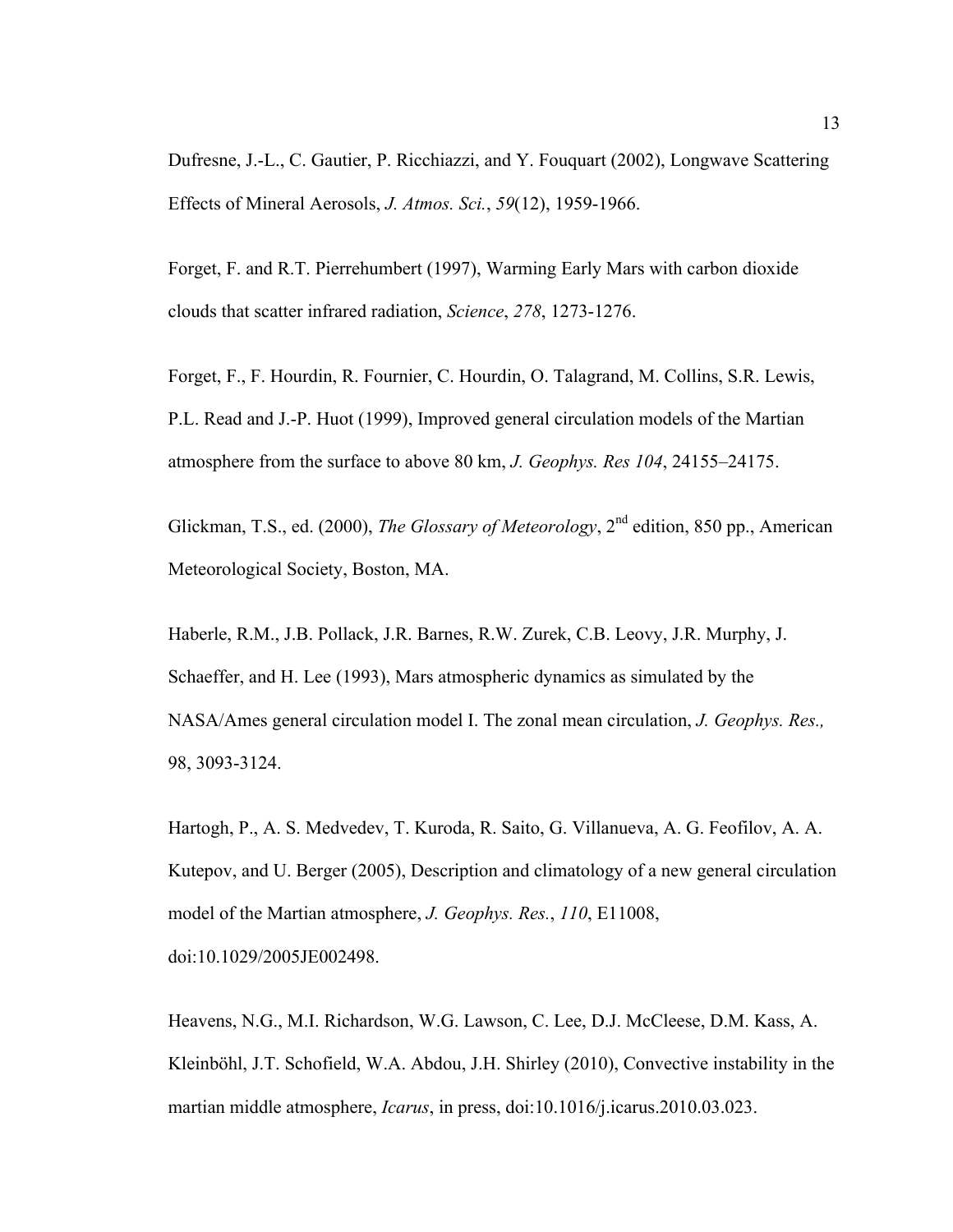Dufresne, J.-L., C. Gautier, P. Ricchiazzi, and Y. Fouquart (2002), Longwave Scattering Effects of Mineral Aerosols, *J. Atmos. Sci.*, *59*(12), 1959-1966.

Forget, F. and R.T. Pierrehumbert (1997), Warming Early Mars with carbon dioxide clouds that scatter infrared radiation, *Science*, *278*, 1273-1276.

Forget, F., F. Hourdin, R. Fournier, C. Hourdin, O. Talagrand, M. Collins, S.R. Lewis, P.L. Read and J.-P. Huot (1999), Improved general circulation models of the Martian atmosphere from the surface to above 80 km, *J. Geophys. Res 104*, 24155–24175.

Glickman, T.S., ed. (2000), *The Glossary of Meteorology*, 2nd edition, 850 pp., American Meteorological Society, Boston, MA.

Haberle, R.M., J.B. Pollack, J.R. Barnes, R.W. Zurek, C.B. Leovy, J.R. Murphy, J. Schaeffer, and H. Lee (1993), Mars atmospheric dynamics as simulated by the NASA/Ames general circulation model I. The zonal mean circulation, *J. Geophys. Res.,* 98, 3093-3124.

Hartogh, P., A. S. Medvedev, T. Kuroda, R. Saito, G. Villanueva, A. G. Feofilov, A. A. Kutepov, and U. Berger (2005), Description and climatology of a new general circulation model of the Martian atmosphere, *J. Geophys. Res.*, *110*, E11008, doi:10.1029/2005JE002498.

Heavens, N.G., M.I. Richardson, W.G. Lawson, C. Lee, D.J. McCleese, D.M. Kass, A. Kleinböhl, J.T. Schofield, W.A. Abdou, J.H. Shirley (2010), Convective instability in the martian middle atmosphere, *Icarus*, in press, doi:10.1016/j.icarus.2010.03.023.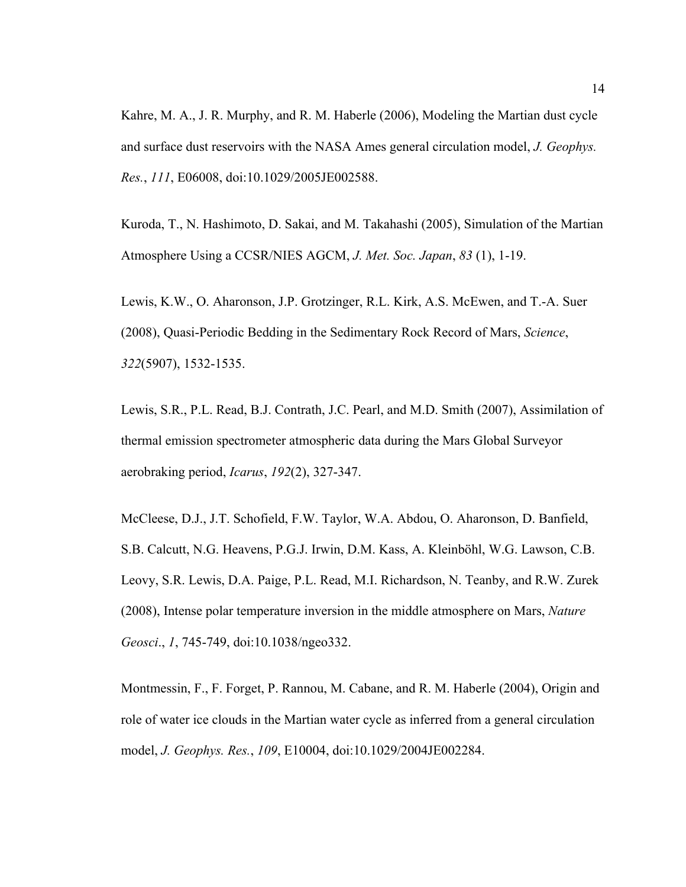Kahre, M. A., J. R. Murphy, and R. M. Haberle (2006), Modeling the Martian dust cycle and surface dust reservoirs with the NASA Ames general circulation model, *J. Geophys. Res.*, *111*, E06008, doi:10.1029/2005JE002588.

Kuroda, T., N. Hashimoto, D. Sakai, and M. Takahashi (2005), Simulation of the Martian Atmosphere Using a CCSR/NIES AGCM, *J. Met. Soc. Japan*, *83* (1), 1-19.

Lewis, K.W., O. Aharonson, J.P. Grotzinger, R.L. Kirk, A.S. McEwen, and T.-A. Suer (2008), Quasi-Periodic Bedding in the Sedimentary Rock Record of Mars, *Science*, *322*(5907), 1532-1535.

Lewis, S.R., P.L. Read, B.J. Contrath, J.C. Pearl, and M.D. Smith (2007), Assimilation of thermal emission spectrometer atmospheric data during the Mars Global Surveyor aerobraking period, *Icarus*, *192*(2), 327-347.

McCleese, D.J., J.T. Schofield, F.W. Taylor, W.A. Abdou, O. Aharonson, D. Banfield, S.B. Calcutt, N.G. Heavens, P.G.J. Irwin, D.M. Kass, A. Kleinböhl, W.G. Lawson, C.B. Leovy, S.R. Lewis, D.A. Paige, P.L. Read, M.I. Richardson, N. Teanby, and R.W. Zurek (2008), Intense polar temperature inversion in the middle atmosphere on Mars, *Nature Geosci*., *1*, 745-749, doi:10.1038/ngeo332.

Montmessin, F., F. Forget, P. Rannou, M. Cabane, and R. M. Haberle (2004), Origin and role of water ice clouds in the Martian water cycle as inferred from a general circulation model, *J. Geophys. Res.*, *109*, E10004, doi:10.1029/2004JE002284.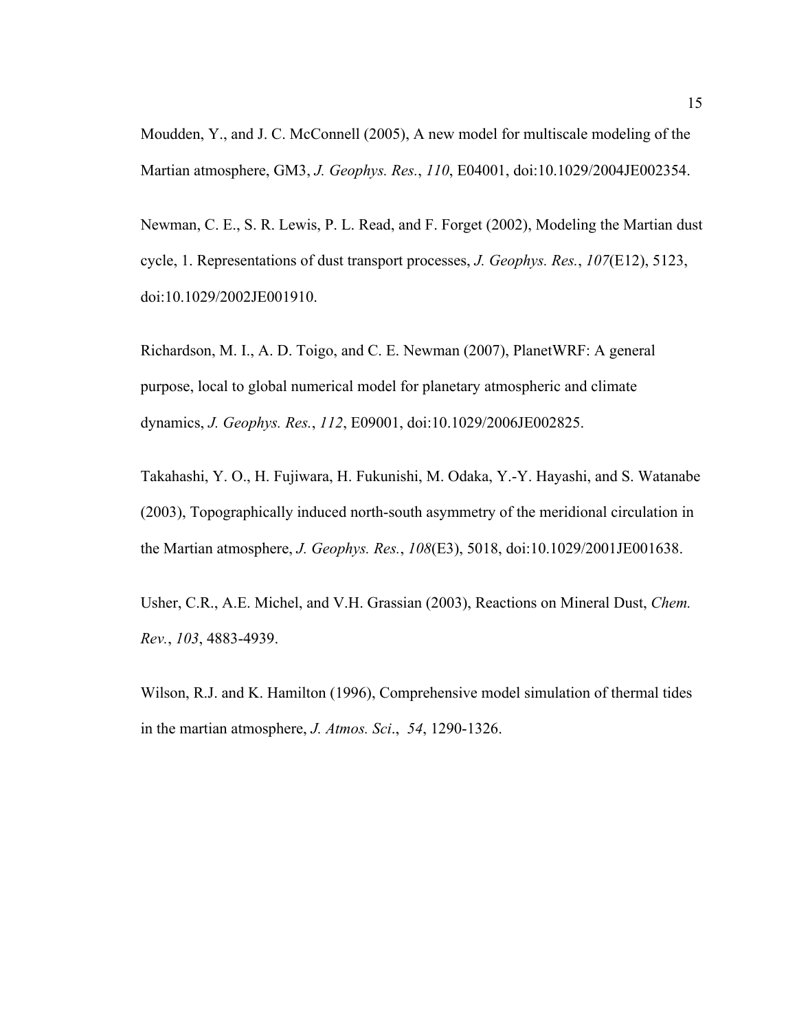Moudden, Y., and J. C. McConnell (2005), A new model for multiscale modeling of the Martian atmosphere, GM3, *J. Geophys. Res.*, *110*, E04001, doi:10.1029/2004JE002354.

Newman, C. E., S. R. Lewis, P. L. Read, and F. Forget (2002), Modeling the Martian dust cycle, 1. Representations of dust transport processes, *J. Geophys. Res.*, *107*(E12), 5123, doi:10.1029/2002JE001910.

Richardson, M. I., A. D. Toigo, and C. E. Newman (2007), PlanetWRF: A general purpose, local to global numerical model for planetary atmospheric and climate dynamics, *J. Geophys. Res.*, *112*, E09001, doi:10.1029/2006JE002825.

Takahashi, Y. O., H. Fujiwara, H. Fukunishi, M. Odaka, Y.-Y. Hayashi, and S. Watanabe (2003), Topographically induced north-south asymmetry of the meridional circulation in the Martian atmosphere, *J. Geophys. Res.*, *108*(E3), 5018, doi:10.1029/2001JE001638.

Usher, C.R., A.E. Michel, and V.H. Grassian (2003), Reactions on Mineral Dust, *Chem. Rev.*, *103*, 4883-4939.

Wilson, R.J. and K. Hamilton (1996), Comprehensive model simulation of thermal tides in the martian atmosphere, *J. Atmos. Sci*., *54*, 1290-1326.